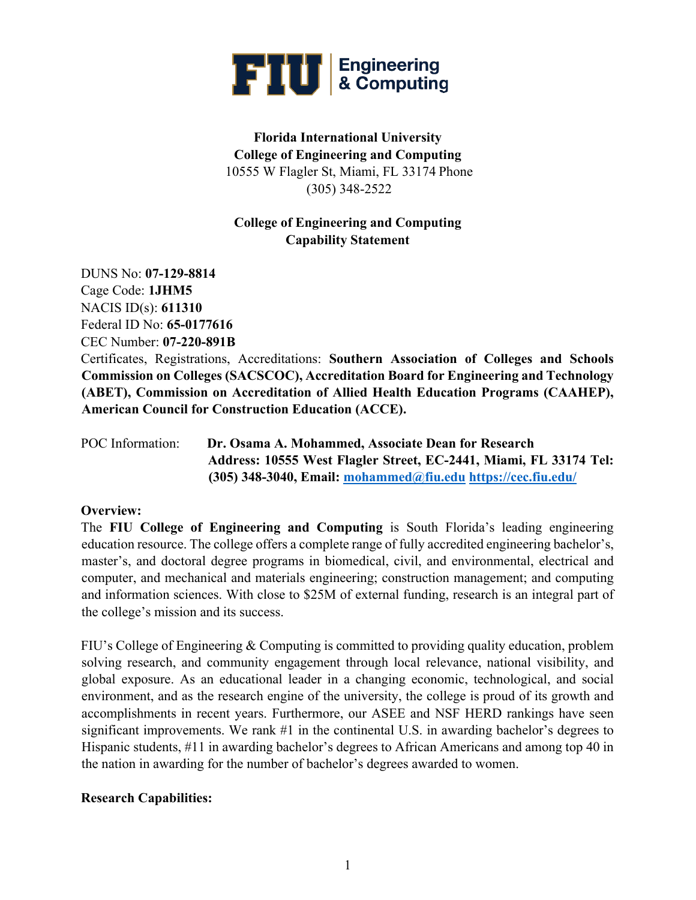**Florida International University**
**College of Engineering and Computing**
10555 W Flagler St, Miami, FL 33174 Phone (305) 348-2522

**College of Engineering and Computing**
**Capability Statement**

DUNS No: **07-129-8814**
Cage Code: **1JHM5**
NACIS ID(s): **611310**
Federal ID No: **65-0177616**
CEC Number: **07-220-891B**
Certificates, Registrations, Accreditations: **Southern Association of Colleges and Schools Commission on Colleges (SACSCOC), Accreditation Board for Engineering and Technology (ABET), Commission on Accreditation of Allied Health Education Programs (CAAHEP), American Council for Construction Education (ACCE).**

POC Information: **Dr. Osama A. Mohammed, Associate Dean for Research**
**Address: 10555 West Flagler Street, EC-2441, Miami, FL 33174 Tel: (305) 348-3040, Email: [mohammed@fiu.edu](mailto:mohammed@fiu.edu) [https://cec.fiu.edu/](https://cec.fiu.edu/)**

**Overview:**

The **FIU College of Engineering and Computing** is South Florida's leading engineering education resource. The college offers a complete range of fully accredited engineering bachelor's, master's, and doctoral degree programs in biomedical, civil, and environmental, electrical and computer, and mechanical and materials engineering; construction management; and computing and information sciences. With close to $25M of external funding, research is an integral part of the college's mission and its success.

FIU's College of Engineering & Computing is committed to providing quality education, problem solving research, and community engagement through local relevance, national visibility, and global exposure. As an educational leader in a changing economic, technological, and social environment, and as the research engine of the university, the college is proud of its growth and accomplishments in recent years. Furthermore, our ASEE and NSF HERD rankings have seen significant improvements. We rank #1 in the continental U.S. in awarding bachelor's degrees to Hispanic students, #11 in awarding bachelor's degrees to African Americans and among top 40 in the nation in awarding for the number of bachelor's degrees awarded to women.

**Research Capabilities:**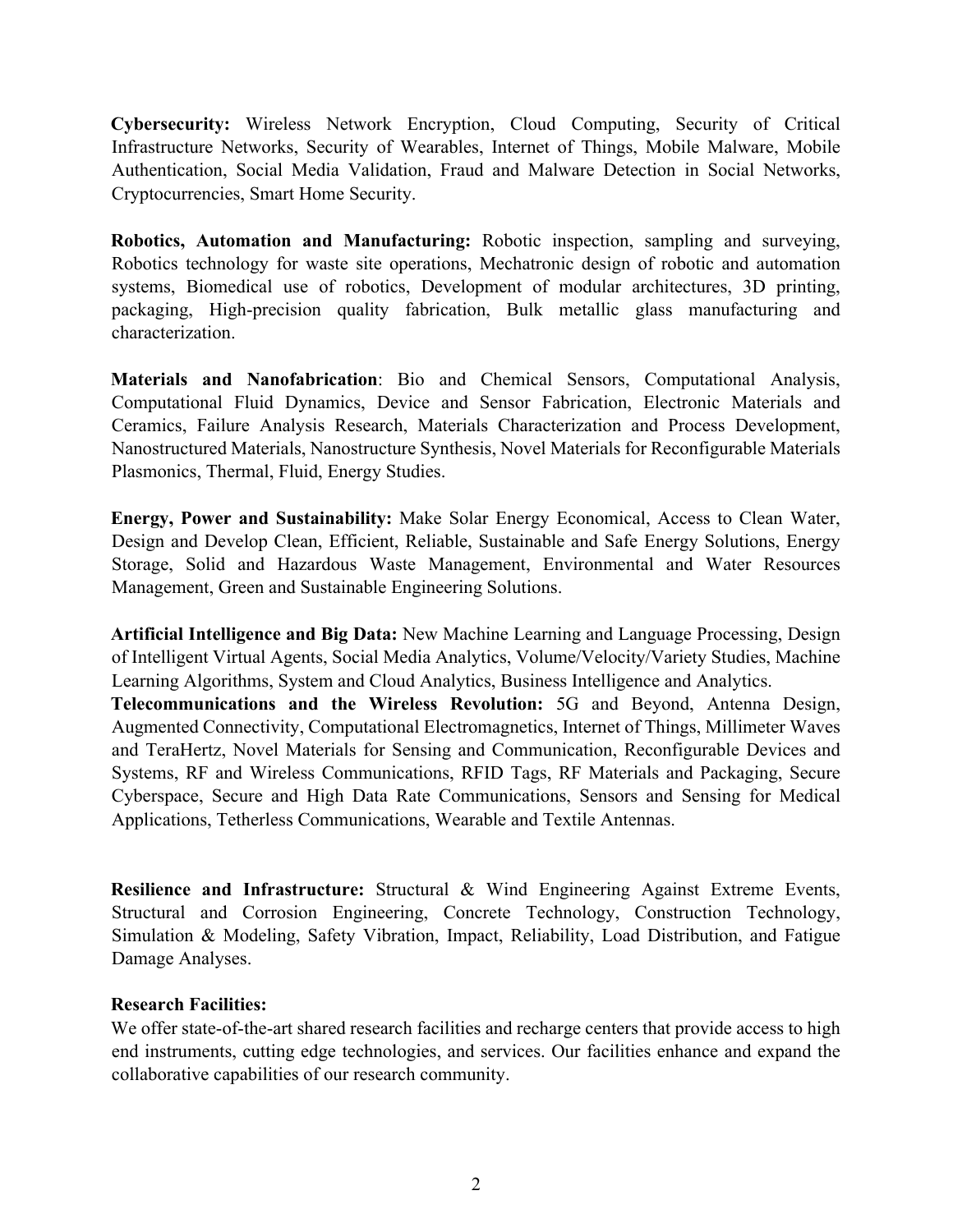**Cybersecurity:** Wireless Network Encryption, Cloud Computing, Security of Critical Infrastructure Networks, Security of Wearables, Internet of Things, Mobile Malware, Mobile Authentication, Social Media Validation, Fraud and Malware Detection in Social Networks, Cryptocurrencies, Smart Home Security.

**Robotics, Automation and Manufacturing:** Robotic inspection, sampling and surveying, Robotics technology for waste site operations, Mechatronic design of robotic and automation systems, Biomedical use of robotics, Development of modular architectures, 3D printing, packaging, High-precision quality fabrication, Bulk metallic glass manufacturing and characterization.

**Materials and Nanofabrication**: Bio and Chemical Sensors, Computational Analysis, Computational Fluid Dynamics, Device and Sensor Fabrication, Electronic Materials and Ceramics, Failure Analysis Research, Materials Characterization and Process Development, Nanostructured Materials, Nanostructure Synthesis, Novel Materials for Reconfigurable Materials Plasmonics, Thermal, Fluid, Energy Studies.

**Energy, Power and Sustainability:** Make Solar Energy Economical, Access to Clean Water, Design and Develop Clean, Efficient, Reliable, Sustainable and Safe Energy Solutions, Energy Storage, Solid and Hazardous Waste Management, Environmental and Water Resources Management, Green and Sustainable Engineering Solutions.

**Artificial Intelligence and Big Data:** New Machine Learning and Language Processing, Design of Intelligent Virtual Agents, Social Media Analytics, Volume/Velocity/Variety Studies, Machine Learning Algorithms, System and Cloud Analytics, Business Intelligence and Analytics.

**Telecommunications and the Wireless Revolution:** 5G and Beyond, Antenna Design, Augmented Connectivity, Computational Electromagnetics, Internet of Things, Millimeter Waves and TeraHertz, Novel Materials for Sensing and Communication, Reconfigurable Devices and Systems, RF and Wireless Communications, RFID Tags, RF Materials and Packaging, Secure Cyberspace, Secure and High Data Rate Communications, Sensors and Sensing for Medical Applications, Tetherless Communications, Wearable and Textile Antennas.

**Resilience and Infrastructure:** Structural & Wind Engineering Against Extreme Events, Structural and Corrosion Engineering, Concrete Technology, Construction Technology, Simulation & Modeling, Safety Vibration, Impact, Reliability, Load Distribution, and Fatigue Damage Analyses.

**Research Facilities:**

We offer state-of-the-art shared research facilities and recharge centers that provide access to high end instruments, cutting edge technologies, and services. Our facilities enhance and expand the collaborative capabilities of our research community.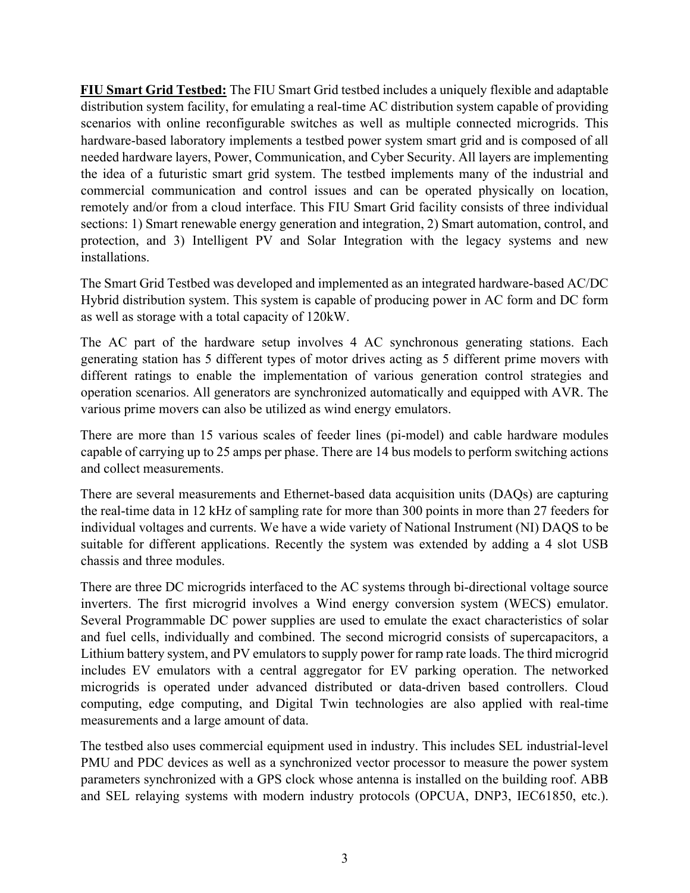**FIU Smart Grid Testbed:** The FIU Smart Grid testbed includes a uniquely flexible and adaptable distribution system facility, for emulating a real-time AC distribution system capable of providing scenarios with online reconfigurable switches as well as multiple connected microgrids. This hardware-based laboratory implements a testbed power system smart grid and is composed of all needed hardware layers, Power, Communication, and Cyber Security. All layers are implementing the idea of a futuristic smart grid system. The testbed implements many of the industrial and commercial communication and control issues and can be operated physically on location, remotely and/or from a cloud interface. This FIU Smart Grid facility consists of three individual sections: 1) Smart renewable energy generation and integration, 2) Smart automation, control, and protection, and 3) Intelligent PV and Solar Integration with the legacy systems and new installations.

The Smart Grid Testbed was developed and implemented as an integrated hardware-based AC/DC Hybrid distribution system. This system is capable of producing power in AC form and DC form as well as storage with a total capacity of 120kW.

The AC part of the hardware setup involves 4 AC synchronous generating stations. Each generating station has 5 different types of motor drives acting as 5 different prime movers with different ratings to enable the implementation of various generation control strategies and operation scenarios. All generators are synchronized automatically and equipped with AVR. The various prime movers can also be utilized as wind energy emulators.

There are more than 15 various scales of feeder lines (pi-model) and cable hardware modules capable of carrying up to 25 amps per phase. There are 14 bus models to perform switching actions and collect measurements.

There are several measurements and Ethernet-based data acquisition units (DAQs) are capturing the real-time data in 12 kHz of sampling rate for more than 300 points in more than 27 feeders for individual voltages and currents. We have a wide variety of National Instrument (NI) DAQS to be suitable for different applications. Recently the system was extended by adding a 4 slot USB chassis and three modules.

There are three DC microgrids interfaced to the AC systems through bi-directional voltage source inverters. The first microgrid involves a Wind energy conversion system (WECS) emulator. Several Programmable DC power supplies are used to emulate the exact characteristics of solar and fuel cells, individually and combined. The second microgrid consists of supercapacitors, a Lithium battery system, and PV emulators to supply power for ramp rate loads. The third microgrid includes EV emulators with a central aggregator for EV parking operation. The networked microgrids is operated under advanced distributed or data-driven based controllers. Cloud computing, edge computing, and Digital Twin technologies are also applied with real-time measurements and a large amount of data.

The testbed also uses commercial equipment used in industry. This includes SEL industrial-level PMU and PDC devices as well as a synchronized vector processor to measure the power system parameters synchronized with a GPS clock whose antenna is installed on the building roof. ABB and SEL relaying systems with modern industry protocols (OPCUA, DNP3, IEC61850, etc.).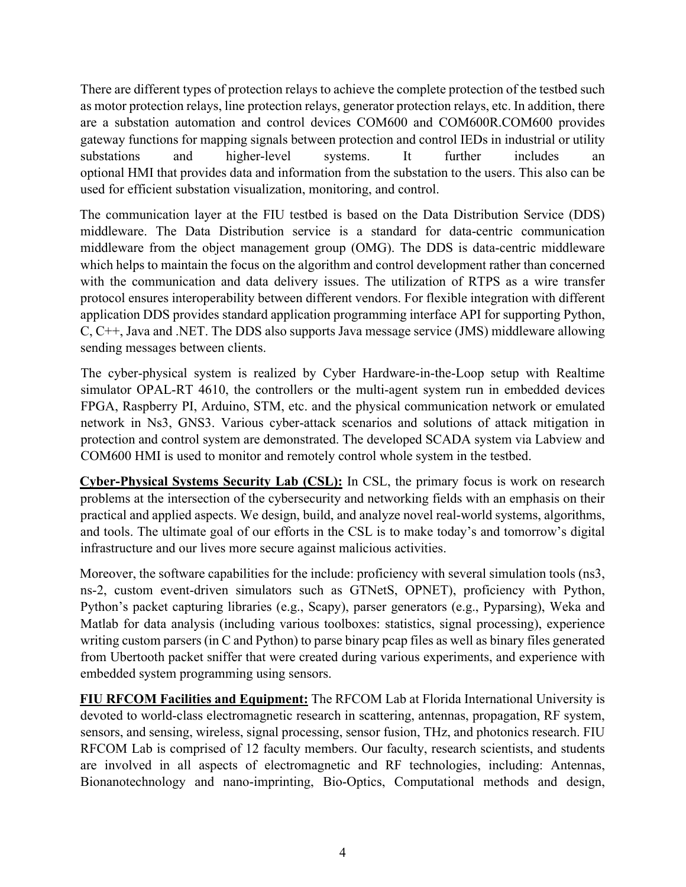There are different types of protection relays to achieve the complete protection of the testbed such as motor protection relays, line protection relays, generator protection relays, etc. In addition, there are a substation automation and control devices COM600 and COM600R.COM600 provides gateway functions for mapping signals between protection and control IEDs in industrial or utility substations and higher-level systems. It further includes an optional HMI that provides data and information from the substation to the users. This also can be used for efficient substation visualization, monitoring, and control.

The communication layer at the FIU testbed is based on the Data Distribution Service (DDS) middleware. The Data Distribution service is a standard for data-centric communication middleware from the object management group (OMG). The DDS is data-centric middleware which helps to maintain the focus on the algorithm and control development rather than concerned with the communication and data delivery issues. The utilization of RTPS as a wire transfer protocol ensures interoperability between different vendors. For flexible integration with different application DDS provides standard application programming interface API for supporting Python, C, C++, Java and .NET. The DDS also supports Java message service (JMS) middleware allowing sending messages between clients.

The cyber-physical system is realized by Cyber Hardware-in-the-Loop setup with Realtime simulator OPAL-RT 4610, the controllers or the multi-agent system run in embedded devices FPGA, Raspberry PI, Arduino, STM, etc. and the physical communication network or emulated network in Ns3, GNS3. Various cyber-attack scenarios and solutions of attack mitigation in protection and control system are demonstrated. The developed SCADA system via Labview and COM600 HMI is used to monitor and remotely control whole system in the testbed.

**Cyber-Physical Systems Security Lab (CSL):** In CSL, the primary focus is work on research problems at the intersection of the cybersecurity and networking fields with an emphasis on their practical and applied aspects. We design, build, and analyze novel real-world systems, algorithms, and tools. The ultimate goal of our efforts in the CSL is to make today's and tomorrow's digital infrastructure and our lives more secure against malicious activities.

Moreover, the software capabilities for the include: proficiency with several simulation tools (ns3, ns-2, custom event-driven simulators such as GTNetS, OPNET), proficiency with Python, Python's packet capturing libraries (e.g., Scapy), parser generators (e.g., Pyparsing), Weka and Matlab for data analysis (including various toolboxes: statistics, signal processing), experience writing custom parsers (in C and Python) to parse binary pcap files as well as binary files generated from Ubertooth packet sniffer that were created during various experiments, and experience with embedded system programming using sensors.

**FIU RFCOM Facilities and Equipment:** The RFCOM Lab at Florida International University is devoted to world-class electromagnetic research in scattering, antennas, propagation, RF system, sensors, and sensing, wireless, signal processing, sensor fusion, THz, and photonics research. FIU RFCOM Lab is comprised of 12 faculty members. Our faculty, research scientists, and students are involved in all aspects of electromagnetic and RF technologies, including: Antennas, Bionanotechnology and nano-imprinting, Bio-Optics, Computational methods and design,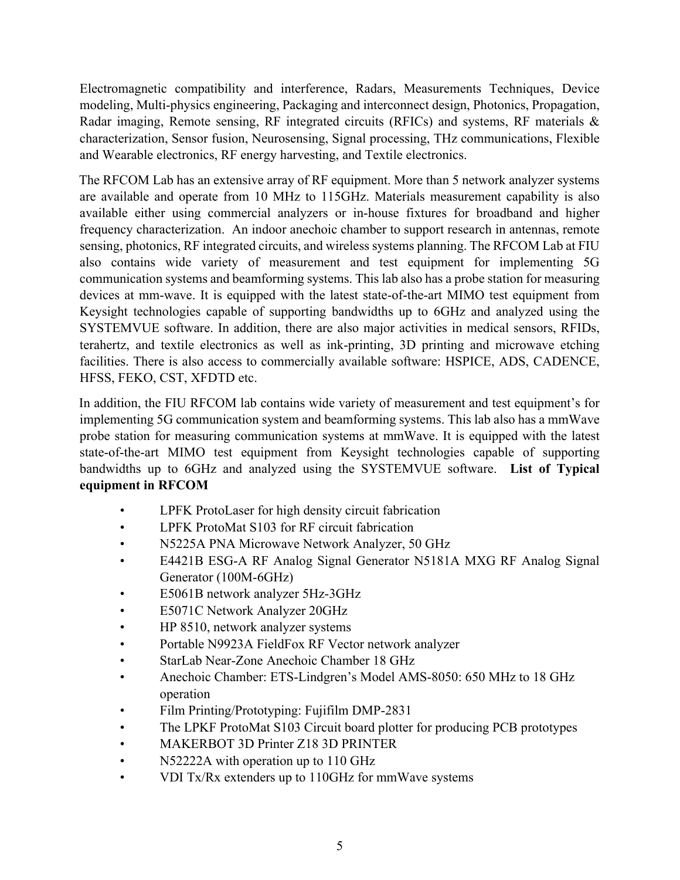Electromagnetic compatibility and interference, Radars, Measurements Techniques, Device modeling, Multi-physics engineering, Packaging and interconnect design, Photonics, Propagation, Radar imaging, Remote sensing, RF integrated circuits (RFICs) and systems, RF materials & characterization, Sensor fusion, Neurosensing, Signal processing, THz communications, Flexible and Wearable electronics, RF energy harvesting, and Textile electronics.

The RFCOM Lab has an extensive array of RF equipment. More than 5 network analyzer systems are available and operate from 10 MHz to 115GHz. Materials measurement capability is also available either using commercial analyzers or in-house fixtures for broadband and higher frequency characterization. An indoor anechoic chamber to support research in antennas, remote sensing, photonics, RF integrated circuits, and wireless systems planning. The RFCOM Lab at FIU also contains wide variety of measurement and test equipment for implementing 5G communication systems and beamforming systems. This lab also has a probe station for measuring devices at mm-wave. It is equipped with the latest state-of-the-art MIMO test equipment from Keysight technologies capable of supporting bandwidths up to 6GHz and analyzed using the SYSTEMVUE software. In addition, there are also major activities in medical sensors, RFIDs, terahertz, and textile electronics as well as ink-printing, 3D printing and microwave etching facilities. There is also access to commercially available software: HSPICE, ADS, CADENCE, HFSS, FEKO, CST, XFDTD etc.

In addition, the FIU RFCOM lab contains wide variety of measurement and test equipment's for implementing 5G communication system and beamforming systems. This lab also has a mmWave probe station for measuring communication systems at mmWave. It is equipped with the latest state-of-the-art MIMO test equipment from Keysight technologies capable of supporting bandwidths up to 6GHz and analyzed using the SYSTEMVUE software. **List of Typical equipment in RFCOM**

- LPFK ProtoLaser for high density circuit fabrication
- LPFK ProtoMat S103 for RF circuit fabrication
- N5225A PNA Microwave Network Analyzer, 50 GHz
- E4421B ESG-A RF Analog Signal Generator N5181A MXG RF Analog Signal Generator (100M-6GHz)
- E5061B network analyzer 5Hz-3GHz
- E5071C Network Analyzer 20GHz
- HP 8510, network analyzer systems
- Portable N9923A FieldFox RF Vector network analyzer
- StarLab Near-Zone Anechoic Chamber 18 GHz
- Anechoic Chamber: ETS-Lindgren's Model AMS-8050: 650 MHz to 18 GHz operation
- Film Printing/Prototyping: Fujifilm DMP-2831
- The LPKF ProtoMat S103 Circuit board plotter for producing PCB prototypes
- MAKERBOT 3D Printer Z18 3D PRINTER
- N52222A with operation up to 110 GHz
- VDI Tx/Rx extenders up to 110GHz for mmWave systems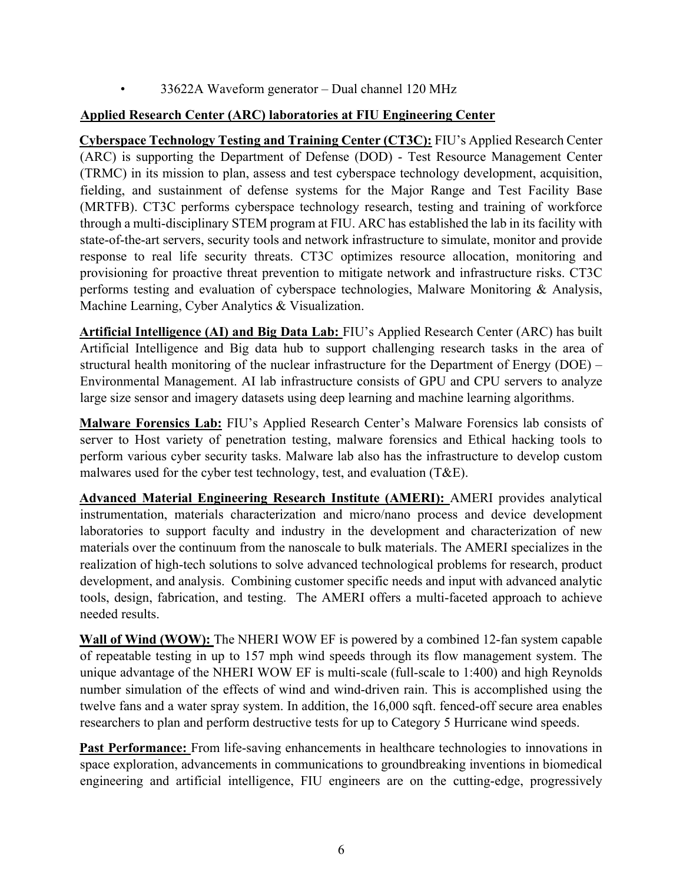- 33622A Waveform generator – Dual channel 120 MHz

## Applied Research Center (ARC) laboratories at FIU Engineering Center

**Cyberspace Technology Testing and Training Center (CT3C):** FIU's Applied Research Center (ARC) is supporting the Department of Defense (DOD) - Test Resource Management Center (TRMC) in its mission to plan, assess and test cyberspace technology development, acquisition, fielding, and sustainment of defense systems for the Major Range and Test Facility Base (MRTFB). CT3C performs cyberspace technology research, testing and training of workforce through a multi-disciplinary STEM program at FIU. ARC has established the lab in its facility with state-of-the-art servers, security tools and network infrastructure to simulate, monitor and provide response to real life security threats. CT3C optimizes resource allocation, monitoring and provisioning for proactive threat prevention to mitigate network and infrastructure risks. CT3C performs testing and evaluation of cyberspace technologies, Malware Monitoring & Analysis, Machine Learning, Cyber Analytics & Visualization.

**Artificial Intelligence (AI) and Big Data Lab:** FIU's Applied Research Center (ARC) has built Artificial Intelligence and Big data hub to support challenging research tasks in the area of structural health monitoring of the nuclear infrastructure for the Department of Energy (DOE) – Environmental Management. AI lab infrastructure consists of GPU and CPU servers to analyze large size sensor and imagery datasets using deep learning and machine learning algorithms.

**Malware Forensics Lab:** FIU's Applied Research Center's Malware Forensics lab consists of server to Host variety of penetration testing, malware forensics and Ethical hacking tools to perform various cyber security tasks. Malware lab also has the infrastructure to develop custom malwares used for the cyber test technology, test, and evaluation (T&E).

**Advanced Material Engineering Research Institute (AMERI):** AMERI provides analytical instrumentation, materials characterization and micro/nano process and device development laboratories to support faculty and industry in the development and characterization of new materials over the continuum from the nanoscale to bulk materials. The AMERI specializes in the realization of high-tech solutions to solve advanced technological problems for research, product development, and analysis. Combining customer specific needs and input with advanced analytic tools, design, fabrication, and testing. The AMERI offers a multi-faceted approach to achieve needed results.

**Wall of Wind (WOW):** The NHERI WOW EF is powered by a combined 12-fan system capable of repeatable testing in up to 157 mph wind speeds through its flow management system. The unique advantage of the NHERI WOW EF is multi-scale (full-scale to 1:400) and high Reynolds number simulation of the effects of wind and wind-driven rain. This is accomplished using the twelve fans and a water spray system. In addition, the 16,000 sqft. fenced-off secure area enables researchers to plan and perform destructive tests for up to Category 5 Hurricane wind speeds.

**Past Performance:** From life-saving enhancements in healthcare technologies to innovations in space exploration, advancements in communications to groundbreaking inventions in biomedical engineering and artificial intelligence, FIU engineers are on the cutting-edge, progressively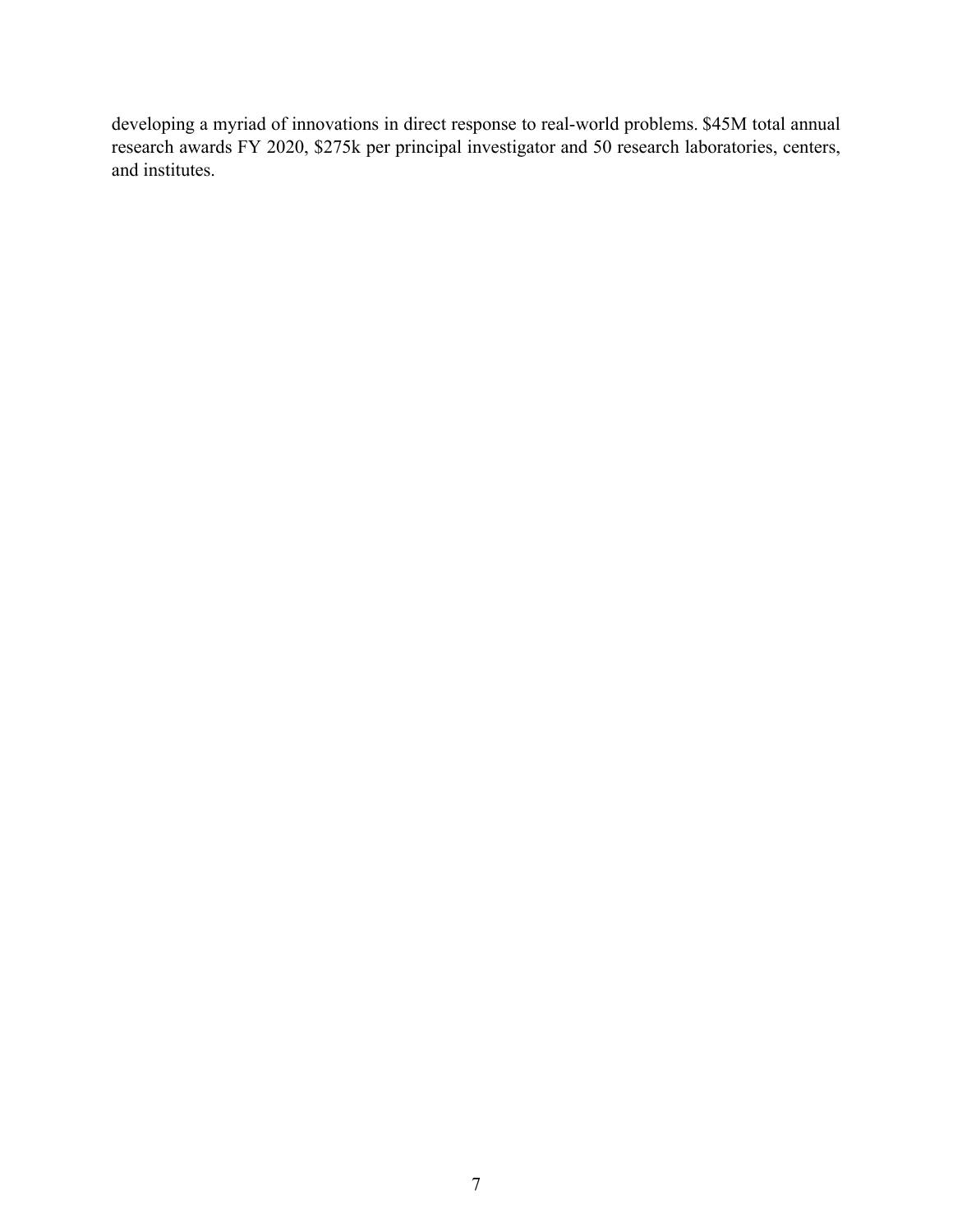developing a myriad of innovations in direct response to real-world problems. $45M total annual research awards FY 2020, $275k per principal investigator and 50 research laboratories, centers, and institutes.